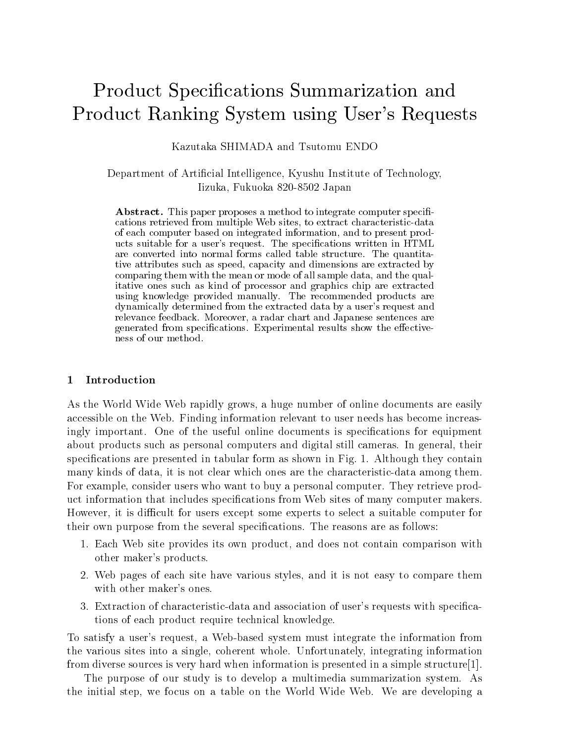# Product Specifications Summarization and Product Ranking System using User's Requests

Kazutaka SHIMADA and Tsutomu ENDO

Department of Artificial Intelligence, Kyushu Institute of Technology, Iizuka, Fukuoka 820-8502 Japan

**Abstract.** This paper proposes a method to integrate computer specifications retrieved from multiple Web sites, to extract characteristic-data of each computer based on integrated information, and to present products suitable for a user's request. The specifications written in HTML are converted into normal forms called table structure. The quantitative attributes such as speed, capacity and dimensions are extracted by comparing them with the mean or mode of all sample data, and the qualitative ones such as kind of processor and graphics chip are extracted using knowledge provided manually. The recommended products are dynamically determined from the extracted data by a user's request and relevance feedback. Moreover, a radar chart and Japanese sentences are generated from specifications. Experimental results show the effectiveness of our method.

## 1 Introduction

As the World Wide Web rapidly grows, a huge number of online documents are easily accessible on the Web. Finding information relevant to user needs has become increasingly important. One of the useful online documents is specifications for equipment about products such as personal computers and digital still cameras. In general, their specifications are presented in tabular form as shown in Fig. 1. Although they contain many kinds of data, it is not clear which ones are the characteristic-data among them. For example, consider users who want to buy a personal computer. They retrieve product information that includes specifications from Web sites of many computer makers. However, it is difficult for users except some experts to select a suitable computer for their own purpose from the several specifications. The reasons are as follows:

1. Each Web site provides its own product, and does not contain comparison with other maker's products.
2. Web pages of each site have various styles, and it is not easy to compare them with other maker's ones.
3. Extraction of characteristic-data and association of user's requests with specifications of each product require technical knowledge.

To satisfy a user's request, a Web-based system must integrate the information from the various sites into a single, coherent whole. Unfortunately, integrating information from diverse sources is very hard when information is presented in a simple structure[1].

The purpose of our study is to develop a multimedia summarization system. As the initial step, we focus on a table on the World Wide Web. We are developing a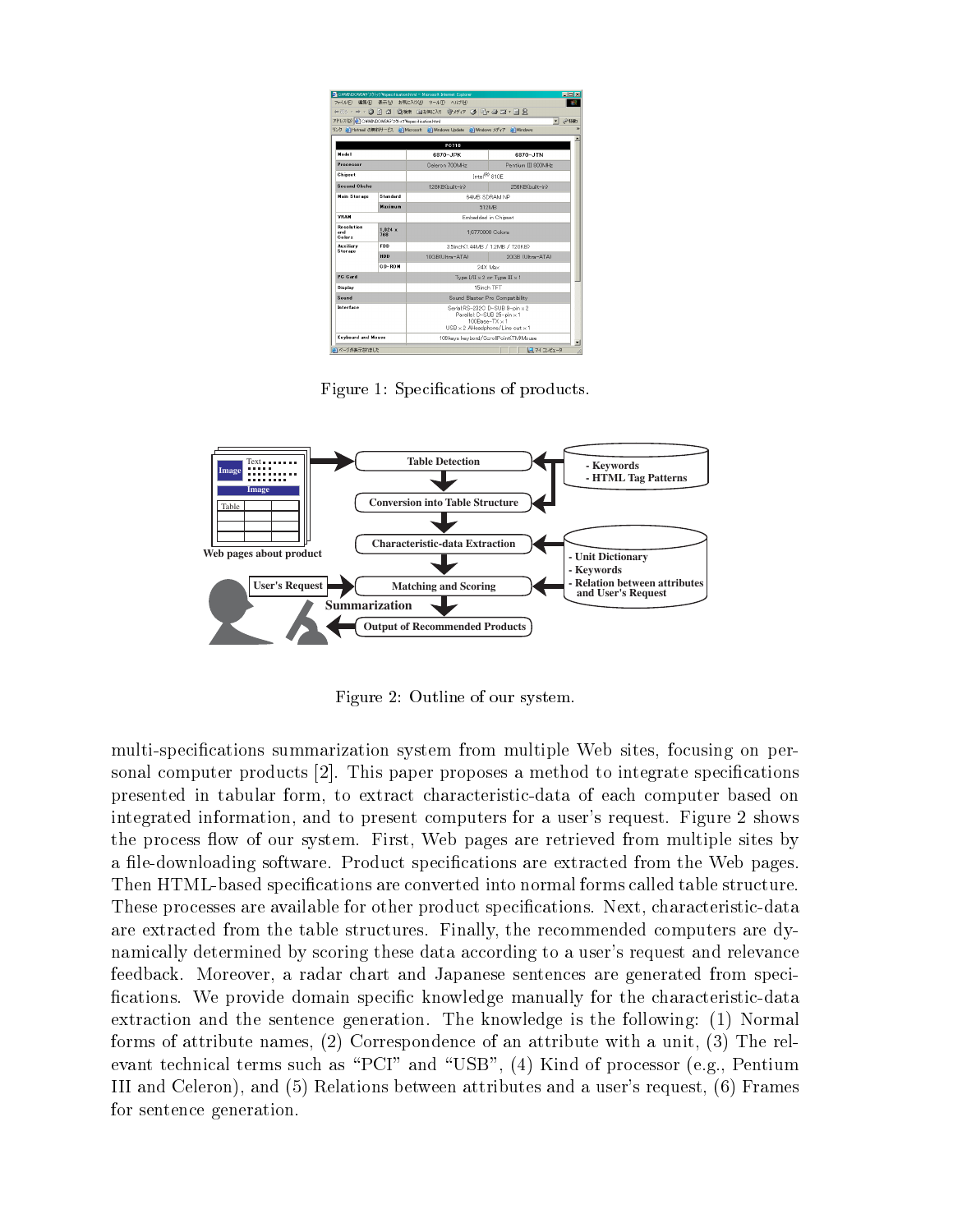Figure 1: Specifications of products.

Figure 2: Outline of our system.

multi-specifications summarization system from multiple Web sites, focusing on personal computer products [2]. This paper proposes a method to integrate specifications presented in tabular form, to extract characteristic-data of each computer based on integrated information, and to present computers for a user's request. Figure 2 shows the process flow of our system. First, Web pages are retrieved from multiple sites by a file-downloading software. Product specifications are extracted from the Web pages. Then HTML-based specifications are converted into normal forms called table structure. These processes are available for other product specifications. Next, characteristic-data are extracted from the table structures. Finally, the recommended computers are dynamically determined by scoring these data according to a user's request and relevance feedback. Moreover, a radar chart and Japanese sentences are generated from specifications. We provide domain specific knowledge manually for the characteristic-data extraction and the sentence generation. The knowledge is the following: (1) Normal forms of attribute names, (2) Correspondence of an attribute with a unit, (3) The relevant technical terms such as "PCI" and "USB", (4) Kind of processor (e.g., Pentium III and Celeron), and (5) Relations between attributes and a user's request, (6) Frames for sentence generation.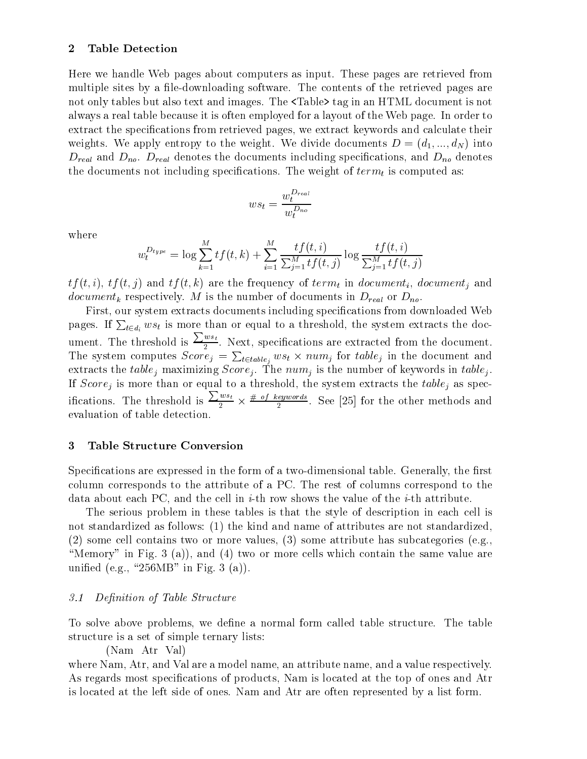## 2 Table Detection

Here we handle Web pages about computers as input. These pages are retrieved from multiple sites by a file-downloading software. The contents of the retrieved pages are not only tables but also text and images. The <Table> tag in an HTML document is not always a real table because it is often employed for a layout of the Web page. In order to extract the specifications from retrieved pages, we extract keywords and calculate their weights. We apply entropy to the weight. We divide documents $D = (d_1, ..., d_N)$ into $D_{real}$ and $D_{no}$. $D_{real}$ denotes the documents including specifications, and $D_{no}$ denotes the documents not including specifications. The weight of $term_t$ is computed as:

$$ws_t = \frac{w_t^{D_{real}}}{w_t^{D_{no}}}$$

where

$$w_t^{D_{type}} = \log \sum_{k=1}^{M} tf(t,k) + \sum_{i=1}^{M} \frac{tf(t,i)}{\sum_{j=1}^{M} tf(t,j)} \log \frac{tf(t,i)}{\sum_{j=1}^{M} tf(t,j)}$$

$tf(t,i)$, $tf(t,j)$ and $tf(t,k)$ are the frequency of $term_t$ in $document_i$, $document_j$ and $document_k$ respectively. $M$ is the number of documents in $D_{real}$ or $D_{no}$.

First, our system extracts documents including specifications from downloaded Web pages. If $\sum_{t \in d_i} ws_t$ is more than or equal to a threshold, the system extracts the document. The threshold is $\frac{\sum ws_t}{2}$. Next, specifications are extracted from the document. The system computes $Score_j = \sum_{t \in table_j} ws_t \times num_j$ for $table_j$ in the document and extracts the $table_j$ maximizing $Score_j$. The $num_j$ is the number of keywords in $table_j$. If $Score_j$ is more than or equal to a threshold, the system extracts the $table_j$ as specifications. The threshold is $\frac{\sum ws_t}{2} \times \frac{\#\ of\ keywords}{2}$. See [25] for the other methods and evaluation of table detection.

## 3 Table Structure Conversion

Specifications are expressed in the form of a two-dimensional table. Generally, the first column corresponds to the attribute of a PC. The rest of columns correspond to the data about each PC, and the cell in $i$-th row shows the value of the $i$-th attribute.

The serious problem in these tables is that the style of description in each cell is not standardized as follows: (1) the kind and name of attributes are not standardized, (2) some cell contains two or more values, (3) some attribute has subcategories (e.g., "Memory" in Fig. 3 (a)), and (4) two or more cells which contain the same value are unified (e.g., "256MB" in Fig. 3 (a)).

### *3.1 Definition of Table Structure*

To solve above problems, we define a normal form called table structure. The table structure is a set of simple ternary lists:

(Nam Atr Val)

where Nam, Atr, and Val are a model name, an attribute name, and a value respectively. As regards most specifications of products, Nam is located at the top of ones and Atr is located at the left side of ones. Nam and Atr are often represented by a list form.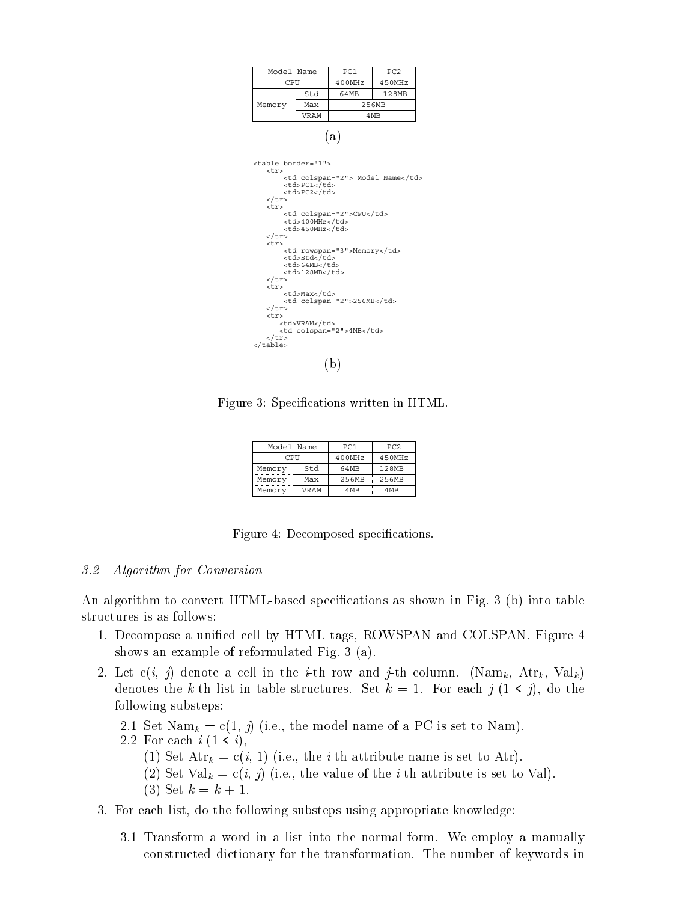| Model Name | | PC1 | PC2 |
|---|---|---|---|
| CPU | | 400MHz | 450MHz |
| Memory | Std | 64MB | 128MB |
| | Max | 256MB | |
| | VRAM | 4MB | |

(a)

```
<table border="1">
   <tr>
       <td colspan="2"> Model Name</td>
       <td>PC1</td>
       <td>PC2</td>
   </tr>
   <tr>
       <td colspan="2">CPU</td>
       <td>400MHz</td>
       <td>450MHz</td>
   </tr>
   <tr>
       <td rowspan="3">Memory</td>
       <td>Std</td>
       <td>64MB</td>
       <td>128MB</td>
   </tr>
   <tr>
       <td>Max</td>
       <td colspan="2">256MB</td>
   </tr>
   <tr>
      <td>VRAM</td>
      <td colspan="2">4MB</td>
   </tr>
</table>
```

(b)

Figure 3: Specifications written in HTML.

| Model Name | | PC1 | PC2 |
|---|---|---|---|
| CPU | | 400MHz | 450MHz |
| Memory | Std | 64MB | 128MB |
| Memory | Max | 256MB | 256MB |
| Memory | VRAM | 4MB | 4MB |

Figure 4: Decomposed specifications.

### *3.2 Algorithm for Conversion*

An algorithm to convert HTML-based specifications as shown in Fig. 3 (b) into table structures is as follows:

1. Decompose a unified cell by HTML tags, ROWSPAN and COLSPAN. Figure 4 shows an example of reformulated Fig. 3 (a).
2. Let c($i$, $j$) denote a cell in the $i$-th row and $j$-th column. ($\mathrm{Nam}_k$, $\mathrm{Atr}_k$, $\mathrm{Val}_k$) denotes the $k$-th list in table structures. Set $k = 1$. For each $j$ ($1 < j$), do the following substeps:
   - 2.1 Set $\mathrm{Nam}_k$ = c(1, $j$) (i.e., the model name of a PC is set to Nam).
   - 2.2 For each $i$ ($1 < i$),
     - (1) Set $\mathrm{Atr}_k$ = c($i$, 1) (i.e., the $i$-th attribute name is set to Atr).
     - (2) Set $\mathrm{Val}_k$ = c($i$, $j$) (i.e., the value of the $i$-th attribute is set to Val).
     - (3) Set $k = k + 1$.
3. For each list, do the following substeps using appropriate knowledge:
   - 3.1 Transform a word in a list into the normal form. We employ a manually constructed dictionary for the transformation. The number of keywords in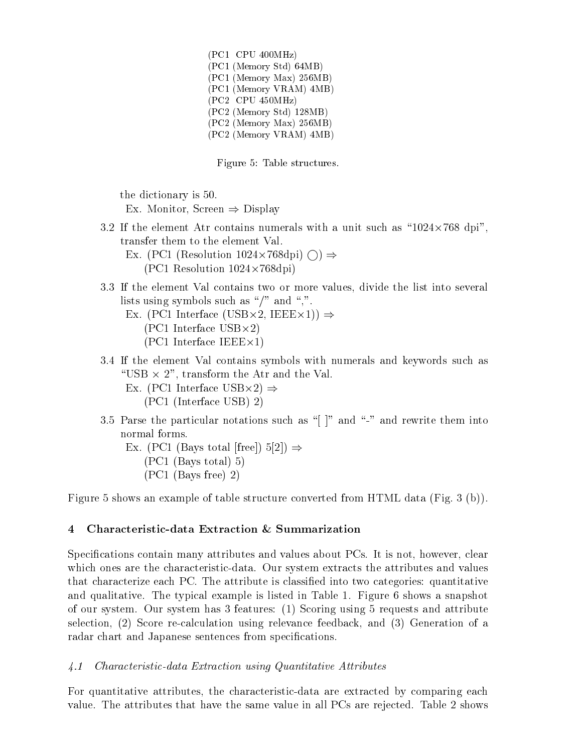```
(PC1  CPU 400MHz)
(PC1 (Memory Std) 64MB)
(PC1 (Memory Max) 256MB)
(PC1 (Memory VRAM) 4MB)
(PC2  CPU 450MHz)
(PC2 (Memory Std) 128MB)
(PC2 (Memory Max) 256MB)
(PC2 (Memory VRAM) 4MB)
```

Figure 5: Table structures.

the dictionary is 50.

Ex. Monitor, Screen ⇒ Display

3.2 If the element Atr contains numerals with a unit such as "1024×768 dpi", transfer them to the element Val.

Ex. (PC1 (Resolution 1024×768dpi) ◯) ⇒
(PC1 Resolution 1024×768dpi)

3.3 If the element Val contains two or more values, divide the list into several lists using symbols such as "/" and ",".

Ex. (PC1 Interface (USB×2, IEEE×1)) ⇒
(PC1 Interface USB×2)
(PC1 Interface IEEE×1)

3.4 If the element Val contains symbols with numerals and keywords such as "USB × 2", transform the Atr and the Val.

Ex. (PC1 Interface USB×2) ⇒
(PC1 (Interface USB) 2)

3.5 Parse the particular notations such as "[ ]" and "-" and rewrite them into normal forms.

Ex. (PC1 (Bays total [free]) 5[2]) ⇒
(PC1 (Bays total) 5)
(PC1 (Bays free) 2)

Figure 5 shows an example of table structure converted from HTML data (Fig. 3 (b)).

## 4 Characteristic-data Extraction & Summarization

Specifications contain many attributes and values about PCs. It is not, however, clear which ones are the characteristic-data. Our system extracts the attributes and values that characterize each PC. The attribute is classified into two categories: quantitative and qualitative. The typical example is listed in Table 1. Figure 6 shows a snapshot of our system. Our system has 3 features: (1) Scoring using 5 requests and attribute selection, (2) Score re-calculation using relevance feedback, and (3) Generation of a radar chart and Japanese sentences from specifications.

### *4.1 Characteristic-data Extraction using Quantitative Attributes*

For quantitative attributes, the characteristic-data are extracted by comparing each value. The attributes that have the same value in all PCs are rejected. Table 2 shows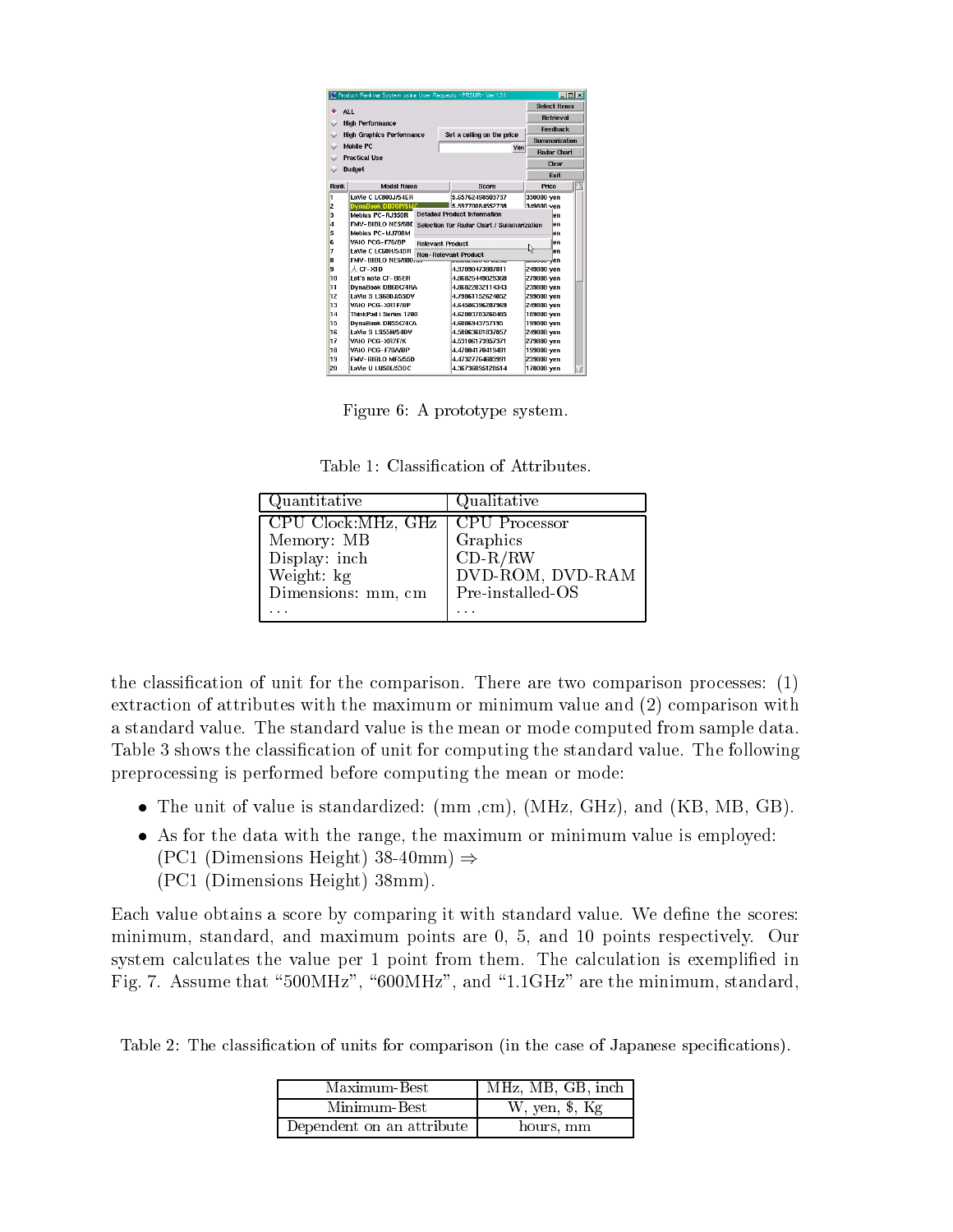Figure 6: A prototype system.

Table 1: Classification of Attributes.

| Quantitative | Qualitative |
|---|---|
| CPU Clock:MHz, GHz | CPU Processor |
| Memory: MB | Graphics |
| Display: inch | CD-R/RW |
| Weight: kg | DVD-ROM, DVD-RAM |
| Dimensions: mm, cm | Pre-installed-OS |
| ... | ... |

the classification of unit for the comparison. There are two comparison processes: (1) extraction of attributes with the maximum or minimum value and (2) comparison with a standard value. The standard value is the mean or mode computed from sample data. Table 3 shows the classification of unit for computing the standard value. The following preprocessing is performed before computing the mean or mode:

- The unit of value is standardized: (mm ,cm), (MHz, GHz), and (KB, MB, GB).
- As for the data with the range, the maximum or minimum value is employed: (PC1 (Dimensions Height) 38-40mm) ⇒ (PC1 (Dimensions Height) 38mm).

Each value obtains a score by comparing it with standard value. We define the scores: minimum, standard, and maximum points are 0, 5, and 10 points respectively. Our system calculates the value per 1 point from them. The calculation is exemplified in Fig. 7. Assume that "500MHz", "600MHz", and "1.1GHz" are the minimum, standard,

Table 2: The classification of units for comparison (in the case of Japanese specifications).

| Maximum-Best | MHz, MB, GB, inch |
|---|---|
| Minimum-Best | W, yen, $, Kg |
| Dependent on an attribute | hours, mm |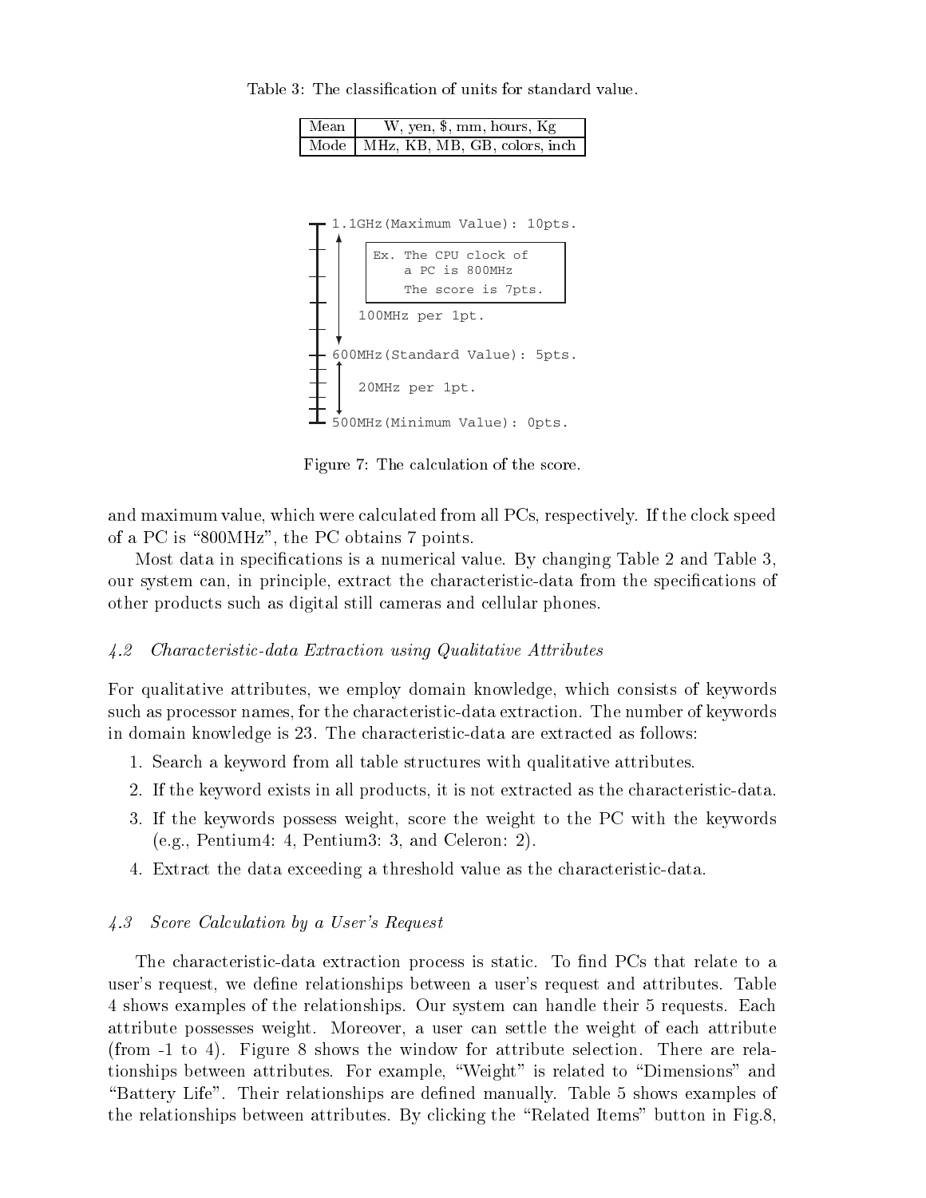Table 3: The classification of units for standard value.

| Mean | W, yen, $, mm, hours, Kg |
|---|---|
| Mode | MHz, KB, MB, GB, colors, inch |

```
1.1GHz(Maximum Value): 10pts.

    Ex. The CPU clock of
        a PC is 800MHz
        The score is 7pts.

    100MHz per 1pt.

600MHz(Standard Value): 5pts.

    20MHz per 1pt.

500MHz(Minimum Value): 0pts.
```

Figure 7: The calculation of the score.

and maximum value, which were calculated from all PCs, respectively. If the clock speed of a PC is "800MHz", the PC obtains 7 points.

Most data in specifications is a numerical value. By changing Table 2 and Table 3, our system can, in principle, extract the characteristic-data from the specifications of other products such as digital still cameras and cellular phones.

### *4.2 Characteristic-data Extraction using Qualitative Attributes*

For qualitative attributes, we employ domain knowledge, which consists of keywords such as processor names, for the characteristic-data extraction. The number of keywords in domain knowledge is 23. The characteristic-data are extracted as follows:

1. Search a keyword from all table structures with qualitative attributes.
2. If the keyword exists in all products, it is not extracted as the characteristic-data.
3. If the keywords possess weight, score the weight to the PC with the keywords (e.g., Pentium4: 4, Pentium3: 3, and Celeron: 2).
4. Extract the data exceeding a threshold value as the characteristic-data.

### *4.3 Score Calculation by a User's Request*

The characteristic-data extraction process is static. To find PCs that relate to a user's request, we define relationships between a user's request and attributes. Table 4 shows examples of the relationships. Our system can handle their 5 requests. Each attribute possesses weight. Moreover, a user can settle the weight of each attribute (from -1 to 4). Figure 8 shows the window for attribute selection. There are relationships between attributes. For example, "Weight" is related to "Dimensions" and "Battery Life". Their relationships are defined manually. Table 5 shows examples of the relationships between attributes. By clicking the "Related Items" button in Fig.8,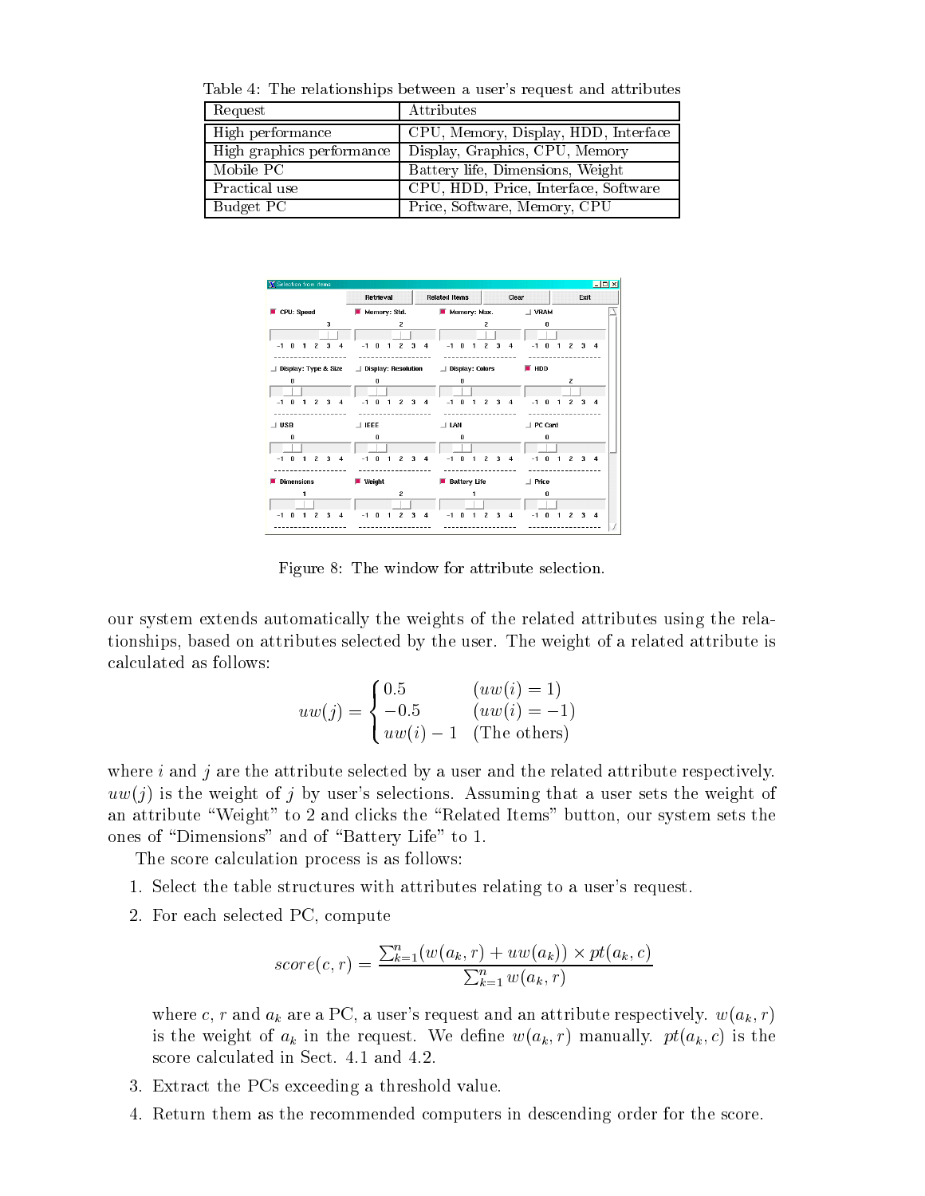Table 4: The relationships between a user's request and attributes

| Request | Attributes |
|---|---|
| High performance | CPU, Memory, Display, HDD, Interface |
| High graphics performance | Display, Graphics, CPU, Memory |
| Mobile PC | Battery life, Dimensions, Weight |
| Practical use | CPU, HDD, Price, Interface, Software |
| Budget PC | Price, Software, Memory, CPU |

Figure 8: The window for attribute selection.

our system extends automatically the weights of the related attributes using the relationships, based on attributes selected by the user. The weight of a related attribute is calculated as follows:

$$uw(j) = \begin{cases} 0.5 & (uw(i) = 1) \\ -0.5 & (uw(i) = -1) \\ uw(i) - 1 & \text{(The others)} \end{cases}$$

where $i$ and $j$ are the attribute selected by a user and the related attribute respectively. $uw(j)$ is the weight of $j$ by user's selections. Assuming that a user sets the weight of an attribute "Weight" to 2 and clicks the "Related Items" button, our system sets the ones of "Dimensions" and of "Battery Life" to 1.

The score calculation process is as follows:

1. Select the table structures with attributes relating to a user's request.
2. For each selected PC, compute

$$score(c, r) = \frac{\sum_{k=1}^{n} (w(a_k, r) + uw(a_k)) \times pt(a_k, c)}{\sum_{k=1}^{n} w(a_k, r)}$$

   where $c$, $r$ and $a_k$ are a PC, a user's request and an attribute respectively. $w(a_k, r)$ is the weight of $a_k$ in the request. We define $w(a_k, r)$ manually. $pt(a_k, c)$ is the score calculated in Sect. 4.1 and 4.2.

3. Extract the PCs exceeding a threshold value.
4. Return them as the recommended computers in descending order for the score.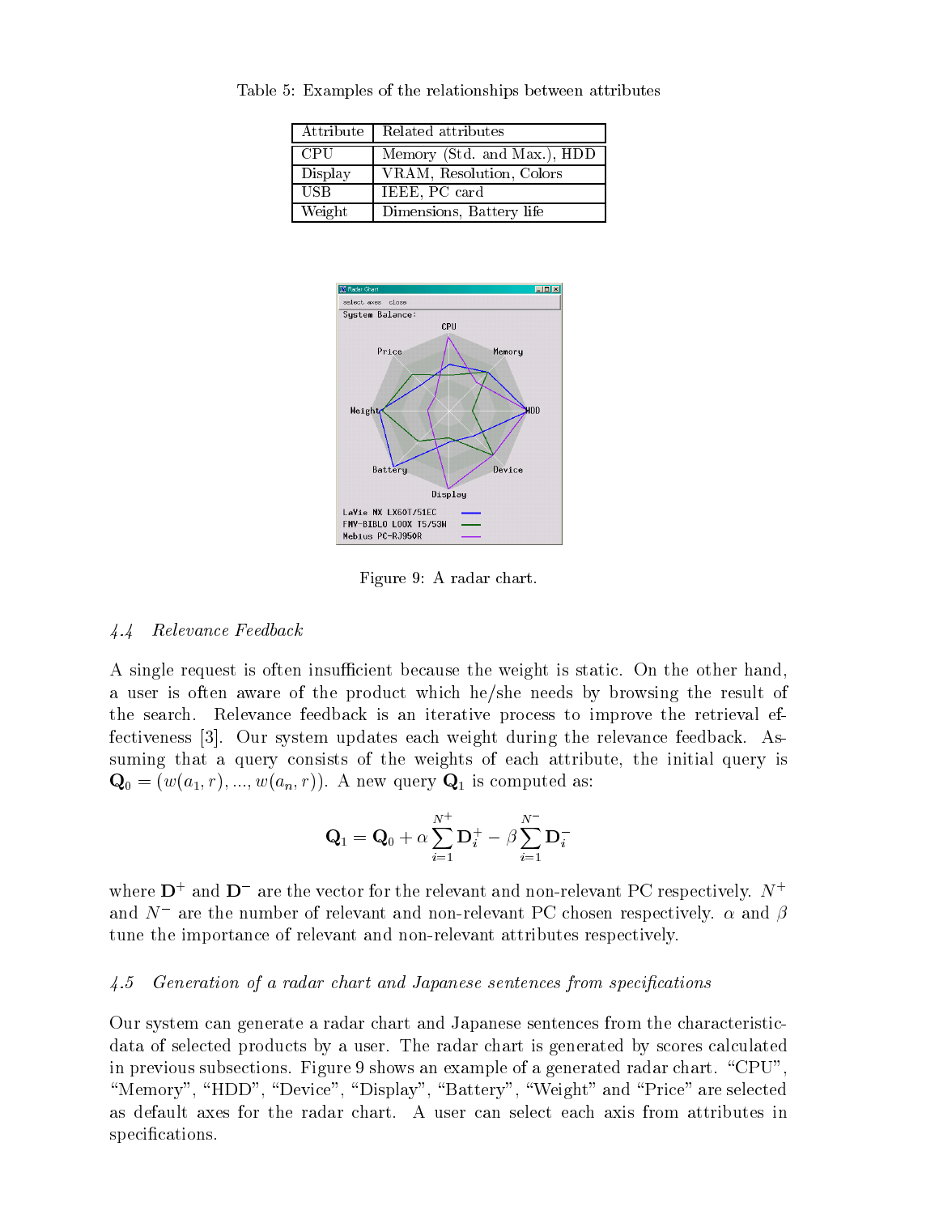Table 5: Examples of the relationships between attributes

| Attribute | Related attributes |
|---|---|
| CPU | Memory (Std. and Max.), HDD |
| Display | VRAM, Resolution, Colors |
| USB | IEEE, PC card |
| Weight | Dimensions, Battery life |

Figure 9: A radar chart.

### 4.4 Relevance Feedback

A single request is often insufficient because the weight is static. On the other hand, a user is often aware of the product which he/she needs by browsing the result of the search. Relevance feedback is an iterative process to improve the retrieval effectiveness [3]. Our system updates each weight during the relevance feedback. Assuming that a query consists of the weights of each attribute, the initial query is $\mathbf{Q}_0 = (w(a_1, r), ..., w(a_n, r))$. A new query $\mathbf{Q}_1$ is computed as:

$$\mathbf{Q}_1 = \mathbf{Q}_0 + \alpha \sum_{i=1}^{N^+} \mathbf{D}_i^+ - \beta \sum_{i=1}^{N^-} \mathbf{D}_i^-$$

where $\mathbf{D}^+$ and $\mathbf{D}^-$ are the vector for the relevant and non-relevant PC respectively. $N^+$ and $N^-$ are the number of relevant and non-relevant PC chosen respectively. $\alpha$ and $\beta$ tune the importance of relevant and non-relevant attributes respectively.

### 4.5 Generation of a radar chart and Japanese sentences from specifications

Our system can generate a radar chart and Japanese sentences from the characteristic-data of selected products by a user. The radar chart is generated by scores calculated in previous subsections. Figure 9 shows an example of a generated radar chart. "CPU", "Memory", "HDD", "Device", "Display", "Battery", "Weight" and "Price" are selected as default axes for the radar chart. A user can select each axis from attributes in specifications.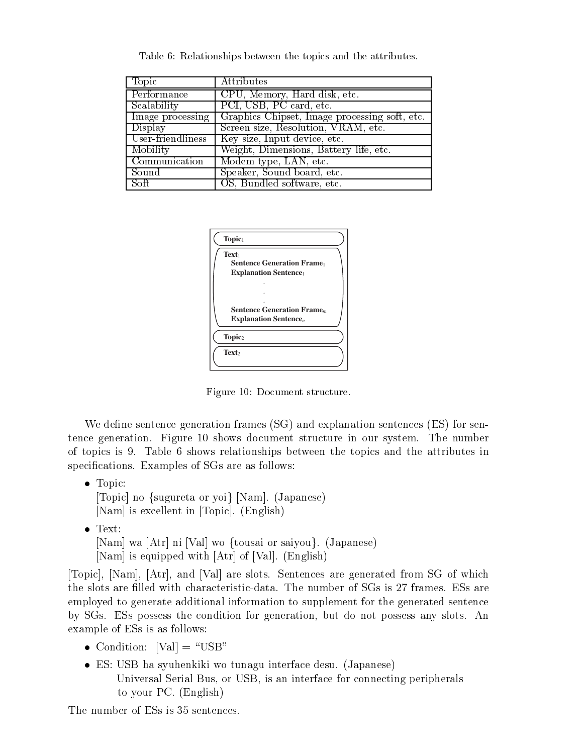Table 6: Relationships between the topics and the attributes.

| Topic | Attributes |
|---|---|
| Performance | CPU, Memory, Hard disk, etc. |
| Scalability | PCI, USB, PC card, etc. |
| Image processing | Graphics Chipset, Image processing soft, etc. |
| Display | Screen size, Resolution, VRAM, etc. |
| User-friendliness | Key size, Input device, etc. |
| Mobility | Weight, Dimensions, Battery life, etc. |
| Communication | Modem type, LAN, etc. |
| Sound | Speaker, Sound board, etc. |
| Soft | OS, Bundled software, etc. |

**Topic**$_1$

**Text**$_1$
**Sentence Generation Frame**$_1$
**Explanation Sentence**$_1$
.
.
.
**Sentence Generation Frame**$_m$
**Explanation Sentence**$_n$

**Topic**$_2$

**Text**$_2$

Figure 10: Document structure.

We define sentence generation frames (SG) and explanation sentences (ES) for sentence generation. Figure 10 shows document structure in our system. The number of topics is 9. Table 6 shows relationships between the topics and the attributes in specifications. Examples of SGs are as follows:

- Topic:
  [Topic] no {sugureta or yoi} [Nam]. (Japanese)
  [Nam] is excellent in [Topic]. (English)
- Text:
  [Nam] wa [Atr] ni [Val] wo {tousai or saiyou}. (Japanese)
  [Nam] is equipped with [Atr] of [Val]. (English)

[Topic], [Nam], [Atr], and [Val] are slots. Sentences are generated from SG of which the slots are filled with characteristic-data. The number of SGs is 27 frames. ESs are employed to generate additional information to supplement for the generated sentence by SGs. ESs possess the condition for generation, but do not possess any slots. An example of ESs is as follows:

- Condition: [Val] = "USB"
- ES: USB ha syuhenkiki wo tunagu interface desu. (Japanese)
  Universal Serial Bus, or USB, is an interface for connecting peripherals to your PC. (English)

The number of ESs is 35 sentences.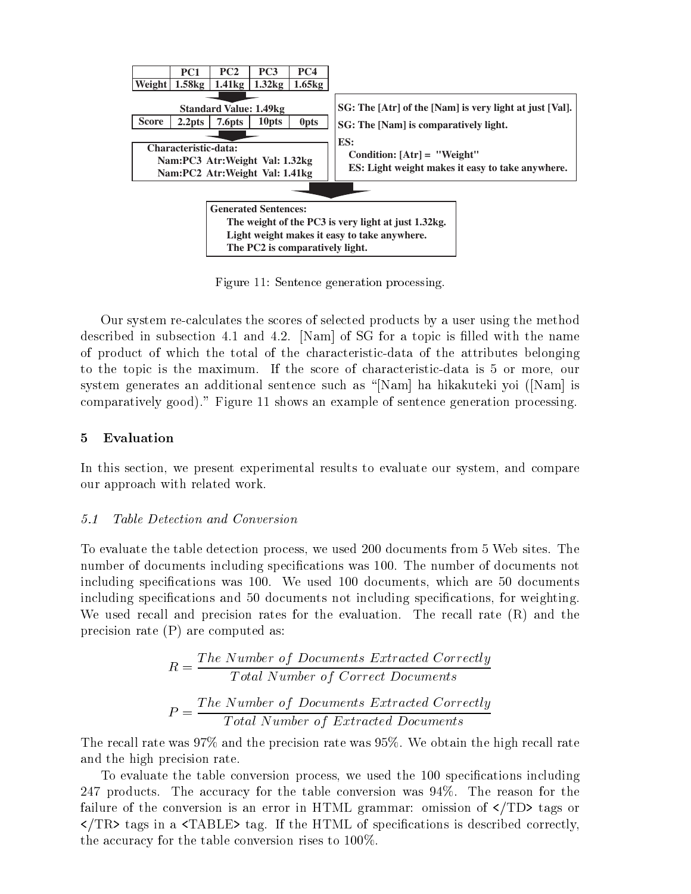| | PC1 | PC2 | PC3 | PC4 |
|---|---|---|---|---|
| Weight | 1.58kg | 1.41kg | 1.32kg | 1.65kg |

**Standard Value: 1.49kg**

| Score | 2.2pts | 7.6pts | 10pts | 0pts |
|---|---|---|---|---|

**Characteristic-data:**
Nam:PC3 Atr:Weight Val: 1.32kg
Nam:PC2 Atr:Weight Val: 1.41kg

**SG: The [Atr] of the [Nam] is very light at just [Val].**
**SG: The [Nam] is comparatively light.**
**ES:**
Condition: [Atr] = "Weight"
ES: Light weight makes it easy to take anywhere.

**Generated Sentences:**
The weight of the PC3 is very light at just 1.32kg.
Light weight makes it easy to take anywhere.
The PC2 is comparatively light.

Figure 11: Sentence generation processing.

Our system re-calculates the scores of selected products by a user using the method described in subsection 4.1 and 4.2. [Nam] of SG for a topic is filled with the name of product of which the total of the characteristic-data of the attributes belonging to the topic is the maximum. If the score of characteristic-data is 5 or more, our system generates an additional sentence such as "[Nam] ha hikakuteki yoi ([Nam] is comparatively good)." Figure 11 shows an example of sentence generation processing.

## 5 Evaluation

In this section, we present experimental results to evaluate our system, and compare our approach with related work.

### *5.1 Table Detection and Conversion*

To evaluate the table detection process, we used 200 documents from 5 Web sites. The number of documents including specifications was 100. The number of documents not including specifications was 100. We used 100 documents, which are 50 documents including specifications and 50 documents not including specifications, for weighting. We used recall and precision rates for the evaluation. The recall rate (R) and the precision rate (P) are computed as:

$$R = \frac{The\ Number\ of\ Documents\ Extracted\ Correctly}{Total\ Number\ of\ Correct\ Documents}$$

$$P = \frac{The\ Number\ of\ Documents\ Extracted\ Correctly}{Total\ Number\ of\ Extracted\ Documents}$$

The recall rate was 97% and the precision rate was 95%. We obtain the high recall rate and the high precision rate.

To evaluate the table conversion process, we used the 100 specifications including 247 products. The accuracy for the table conversion was 94%. The reason for the failure of the conversion is an error in HTML grammar: omission of </TD> tags or </TR> tags in a <TABLE> tag. If the HTML of specifications is described correctly, the accuracy for the table conversion rises to 100%.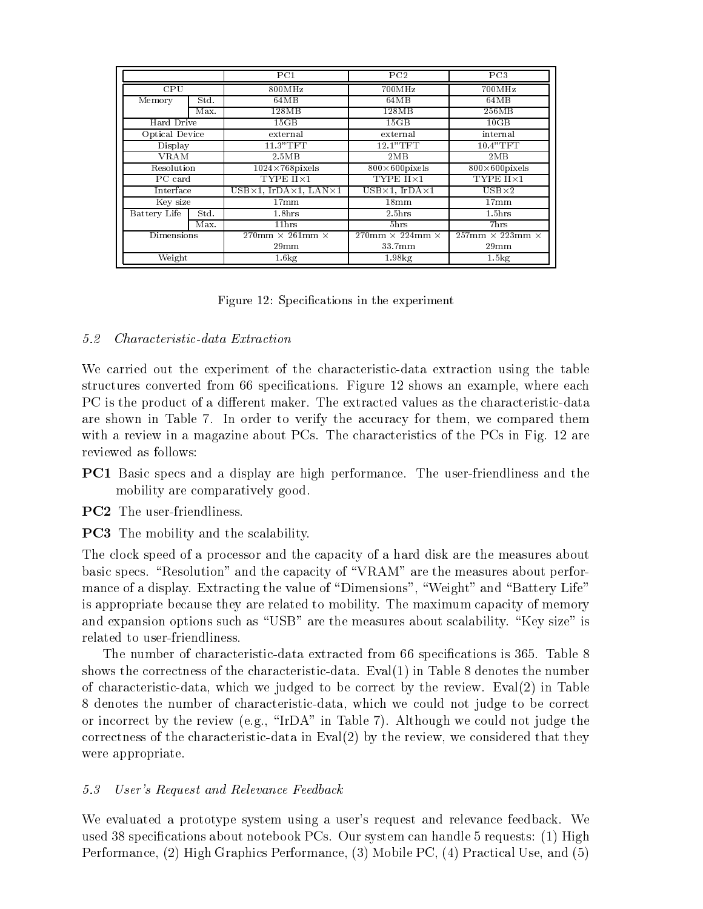| | | PC1 | PC2 | PC3 |
|---|---|---|---|---|
| CPU | | 800MHz | 700MHz | 700MHz |
| Memory | Std. | 64MB | 64MB | 64MB |
| | Max. | 128MB | 128MB | 256MB |
| Hard Drive | | 15GB | 15GB | 10GB |
| Optical Device | | external | external | internal |
| Display | | 11.3"TFT | 12.1"TFT | 10.4"TFT |
| VRAM | | 2.5MB | 2MB | 2MB |
| Resolution | | 1024×768pixels | 800×600pixels | 800×600pixels |
| PC card | | TYPE II×1 | TYPE II×1 | TYPE II×1 |
| Interface | | USB×1, IrDA×1, LAN×1 | USB×1, IrDA×1 | USB×2 |
| Key size | | 17mm | 18mm | 17mm |
| Battery Life | Std. | 1.8hrs | 2.5hrs | 1.5hrs |
| | Max. | 11hrs | 5hrs | 7hrs |
| Dimensions | | 270mm × 261mm × 29mm | 270mm × 224mm × 33.7mm | 257mm × 223mm × 29mm |
| Weight | | 1.6kg | 1.98kg | 1.5kg |

Figure 12: Specifications in the experiment

### *5.2 Characteristic-data Extraction*

We carried out the experiment of the characteristic-data extraction using the table structures converted from 66 specifications. Figure 12 shows an example, where each PC is the product of a different maker. The extracted values as the characteristic-data are shown in Table 7. In order to verify the accuracy for them, we compared them with a review in a magazine about PCs. The characteristics of the PCs in Fig. 12 are reviewed as follows:

**PC1** Basic specs and a display are high performance. The user-friendliness and the mobility are comparatively good.

**PC2** The user-friendliness.

**PC3** The mobility and the scalability.

The clock speed of a processor and the capacity of a hard disk are the measures about basic specs. "Resolution" and the capacity of "VRAM" are the measures about performance of a display. Extracting the value of "Dimensions", "Weight" and "Battery Life" is appropriate because they are related to mobility. The maximum capacity of memory and expansion options such as "USB" are the measures about scalability. "Key size" is related to user-friendliness.

The number of characteristic-data extracted from 66 specifications is 365. Table 8 shows the correctness of the characteristic-data. Eval(1) in Table 8 denotes the number of characteristic-data, which we judged to be correct by the review. Eval(2) in Table 8 denotes the number of characteristic-data, which we could not judge to be correct or incorrect by the review (e.g., "IrDA" in Table 7). Although we could not judge the correctness of the characteristic-data in Eval(2) by the review, we considered that they were appropriate.

### *5.3 User's Request and Relevance Feedback*

We evaluated a prototype system using a user's request and relevance feedback. We used 38 specifications about notebook PCs. Our system can handle 5 requests: (1) High Performance, (2) High Graphics Performance, (3) Mobile PC, (4) Practical Use, and (5)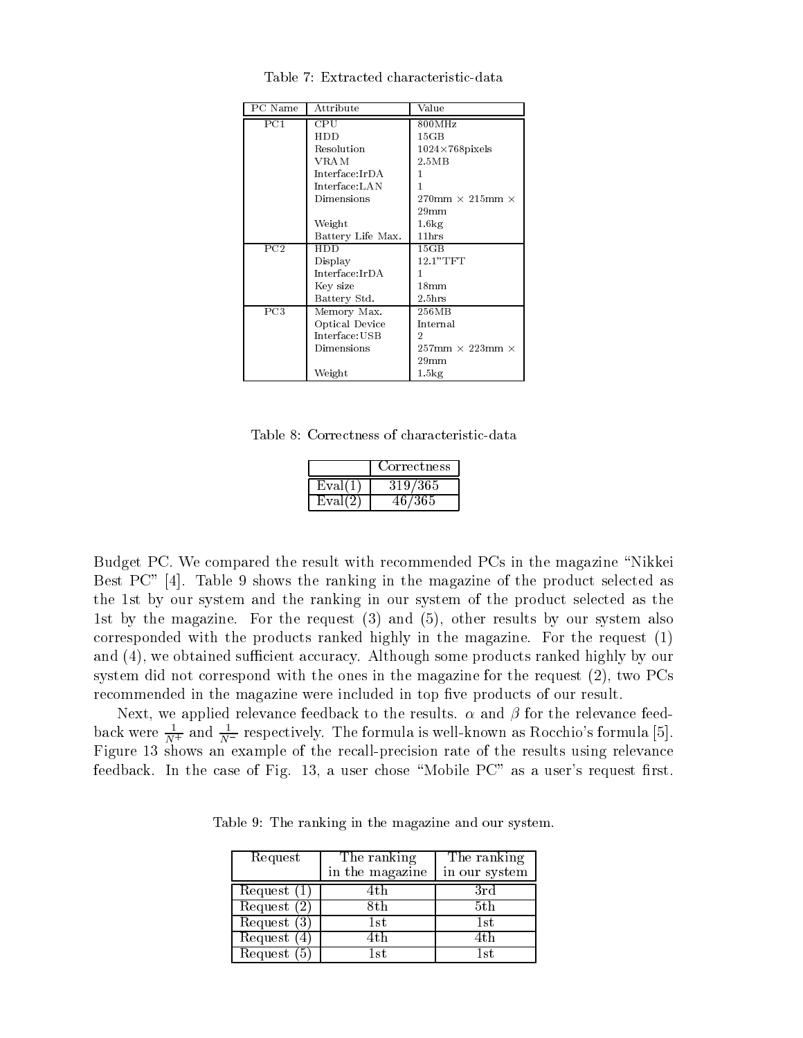Table 7: Extracted characteristic-data

| PC Name | Attribute | Value |
|---|---|---|
| PC1 | CPU | 800MHz |
| | HDD | 15GB |
| | Resolution | 1024×768pixels |
| | VRAM | 2.5MB |
| | Interface:IrDA | 1 |
| | Interface:LAN | 1 |
| | Dimensions | 270mm × 215mm × 29mm |
| | Weight | 1.6kg |
| | Battery Life Max. | 11hrs |
| PC2 | HDD | 15GB |
| | Display | 12.1"TFT |
| | Interface:IrDA | 1 |
| | Key size | 18mm |
| | Battery Std. | 2.5hrs |
| PC3 | Memory Max. | 256MB |
| | Optical Device | Internal |
| | Interface:USB | 2 |
| | Dimensions | 257mm × 223mm × 29mm |
| | Weight | 1.5kg |

Table 8: Correctness of characteristic-data

| | Correctness |
|---|---|
| Eval(1) | 319/365 |
| Eval(2) | 46/365 |

Budget PC. We compared the result with recommended PCs in the magazine "Nikkei Best PC" [4]. Table 9 shows the ranking in the magazine of the product selected as the 1st by our system and the ranking in our system of the product selected as the 1st by the magazine. For the request (3) and (5), other results by our system also corresponded with the products ranked highly in the magazine. For the request (1) and (4), we obtained sufficient accuracy. Although some products ranked highly by our system did not correspond with the ones in the magazine for the request (2), two PCs recommended in the magazine were included in top five products of our result.

Next, we applied relevance feedback to the results. $\alpha$ and $\beta$ for the relevance feedback were $\frac{1}{N^{+}}$ and $\frac{1}{N^{-}}$ respectively. The formula is well-known as Rocchio's formula [5]. Figure 13 shows an example of the recall-precision rate of the results using relevance feedback. In the case of Fig. 13, a user chose "Mobile PC" as a user's request first.

Table 9: The ranking in the magazine and our system.

| Request | The ranking in the magazine | The ranking in our system |
|---|---|---|
| Request (1) | 4th | 3rd |
| Request (2) | 8th | 5th |
| Request (3) | 1st | 1st |
| Request (4) | 4th | 4th |
| Request (5) | 1st | 1st |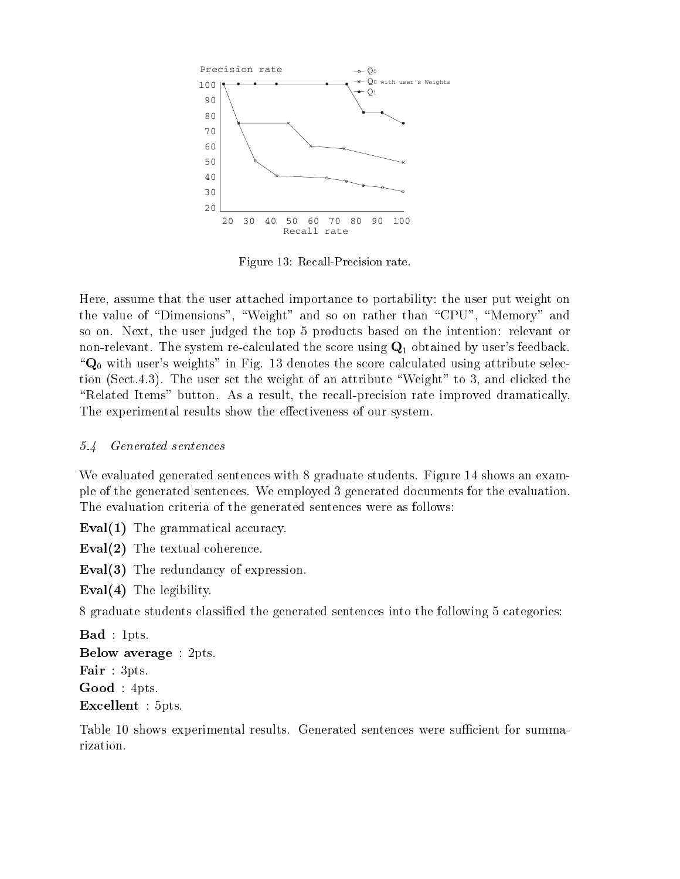Figure 13: Recall-Precision rate.

Here, assume that the user attached importance to portability: the user put weight on the value of "Dimensions", "Weight" and so on rather than "CPU", "Memory" and so on. Next, the user judged the top 5 products based on the intention: relevant or non-relevant. The system re-calculated the score using $\mathbf{Q}_1$ obtained by user's feedback. "$\mathbf{Q}_0$ with user's weights" in Fig. 13 denotes the score calculated using attribute selection (Sect.4.3). The user set the weight of an attribute "Weight" to 3, and clicked the "Related Items" button. As a result, the recall-precision rate improved dramatically. The experimental results show the effectiveness of our system.

### *5.4 Generated sentences*

We evaluated generated sentences with 8 graduate students. Figure 14 shows an example of the generated sentences. We employed 3 generated documents for the evaluation. The evaluation criteria of the generated sentences were as follows:

**Eval(1)** The grammatical accuracy.

**Eval(2)** The textual coherence.

**Eval(3)** The redundancy of expression.

**Eval(4)** The legibility.

8 graduate students classified the generated sentences into the following 5 categories:

**Bad** : 1pts.
**Below average** : 2pts.
**Fair** : 3pts.
**Good** : 4pts.
**Excellent** : 5pts.

Table 10 shows experimental results. Generated sentences were sufficient for summarization.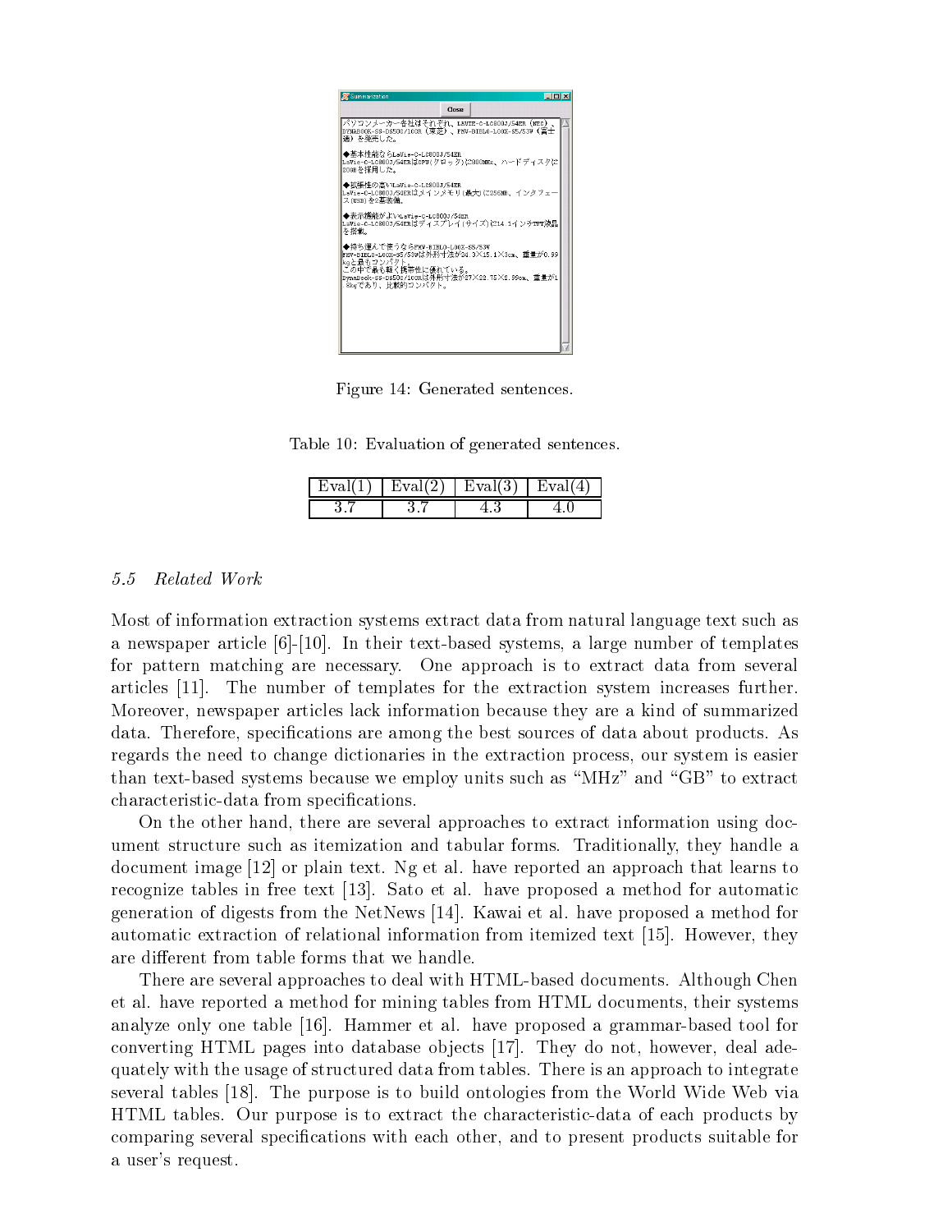Figure 14: Generated sentences.

Table 10: Evaluation of generated sentences.

| Eval(1) | Eval(2) | Eval(3) | Eval(4) |
| --- | --- | --- | --- |
| 3.7 | 3.7 | 4.3 | 4.0 |

### *5.5 Related Work*

Most of information extraction systems extract data from natural language text such as a newspaper article [6]-[10]. In their text-based systems, a large number of templates for pattern matching are necessary. One approach is to extract data from several articles [11]. The number of templates for the extraction system increases further. Moreover, newspaper articles lack information because they are a kind of summarized data. Therefore, specifications are among the best sources of data about products. As regards the need to change dictionaries in the extraction process, our system is easier than text-based systems because we employ units such as "MHz" and "GB" to extract characteristic-data from specifications.

On the other hand, there are several approaches to extract information using document structure such as itemization and tabular forms. Traditionally, they handle a document image [12] or plain text. Ng et al. have reported an approach that learns to recognize tables in free text [13]. Sato et al. have proposed a method for automatic generation of digests from the NetNews [14]. Kawai et al. have proposed a method for automatic extraction of relational information from itemized text [15]. However, they are different from table forms that we handle.

There are several approaches to deal with HTML-based documents. Although Chen et al. have reported a method for mining tables from HTML documents, their systems analyze only one table [16]. Hammer et al. have proposed a grammar-based tool for converting HTML pages into database objects [17]. They do not, however, deal adequately with the usage of structured data from tables. There is an approach to integrate several tables [18]. The purpose is to build ontologies from the World Wide Web via HTML tables. Our purpose is to extract the characteristic-data of each products by comparing several specifications with each other, and to present products suitable for a user's request.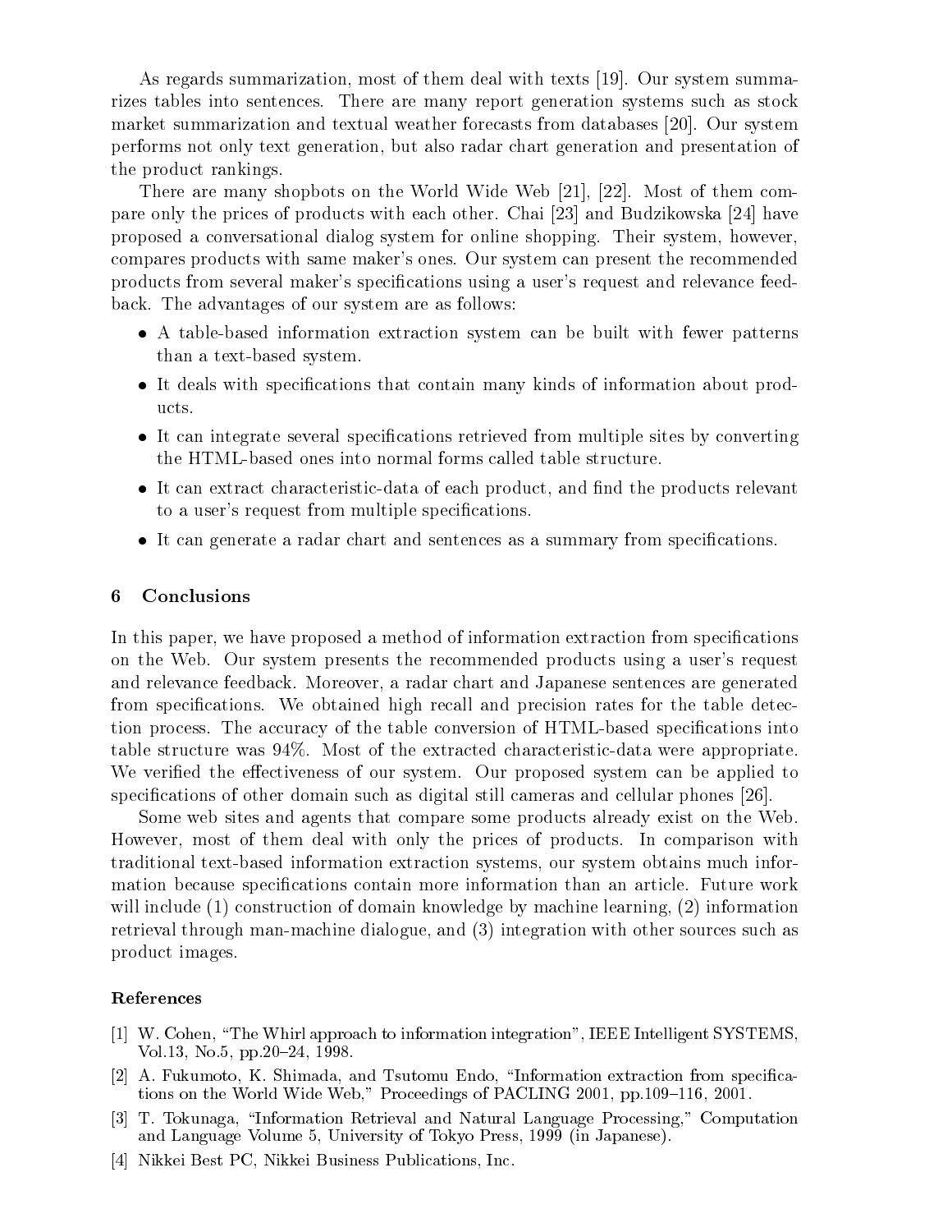As regards summarization, most of them deal with texts [19]. Our system summarizes tables into sentences. There are many report generation systems such as stock market summarization and textual weather forecasts from databases [20]. Our system performs not only text generation, but also radar chart generation and presentation of the product rankings.

There are many shopbots on the World Wide Web [21], [22]. Most of them compare only the prices of products with each other. Chai [23] and Budzikowska [24] have proposed a conversational dialog system for online shopping. Their system, however, compares products with same maker's ones. Our system can present the recommended products from several maker's specifications using a user's request and relevance feedback. The advantages of our system are as follows:

- A table-based information extraction system can be built with fewer patterns than a text-based system.
- It deals with specifications that contain many kinds of information about products.
- It can integrate several specifications retrieved from multiple sites by converting the HTML-based ones into normal forms called table structure.
- It can extract characteristic-data of each product, and find the products relevant to a user's request from multiple specifications.
- It can generate a radar chart and sentences as a summary from specifications.

## 6 Conclusions

In this paper, we have proposed a method of information extraction from specifications on the Web. Our system presents the recommended products using a user's request and relevance feedback. Moreover, a radar chart and Japanese sentences are generated from specifications. We obtained high recall and precision rates for the table detection process. The accuracy of the table conversion of HTML-based specifications into table structure was 94%. Most of the extracted characteristic-data were appropriate. We verified the effectiveness of our system. Our proposed system can be applied to specifications of other domain such as digital still cameras and cellular phones [26].

Some web sites and agents that compare some products already exist on the Web. However, most of them deal with only the prices of products. In comparison with traditional text-based information extraction systems, our system obtains much information because specifications contain more information than an article. Future work will include (1) construction of domain knowledge by machine learning, (2) information retrieval through man-machine dialogue, and (3) integration with other sources such as product images.

### References

[1] W. Cohen, "The Whirl approach to information integration", IEEE Intelligent SYSTEMS, Vol.13, No.5, pp.20–24, 1998.

[2] A. Fukumoto, K. Shimada, and Tsutomu Endo, "Information extraction from specifications on the World Wide Web," Proceedings of PACLING 2001, pp.109–116, 2001.

[3] T. Tokunaga, "Information Retrieval and Natural Language Processing," Computation and Language Volume 5, University of Tokyo Press, 1999 (in Japanese).

[4] Nikkei Best PC, Nikkei Business Publications, Inc.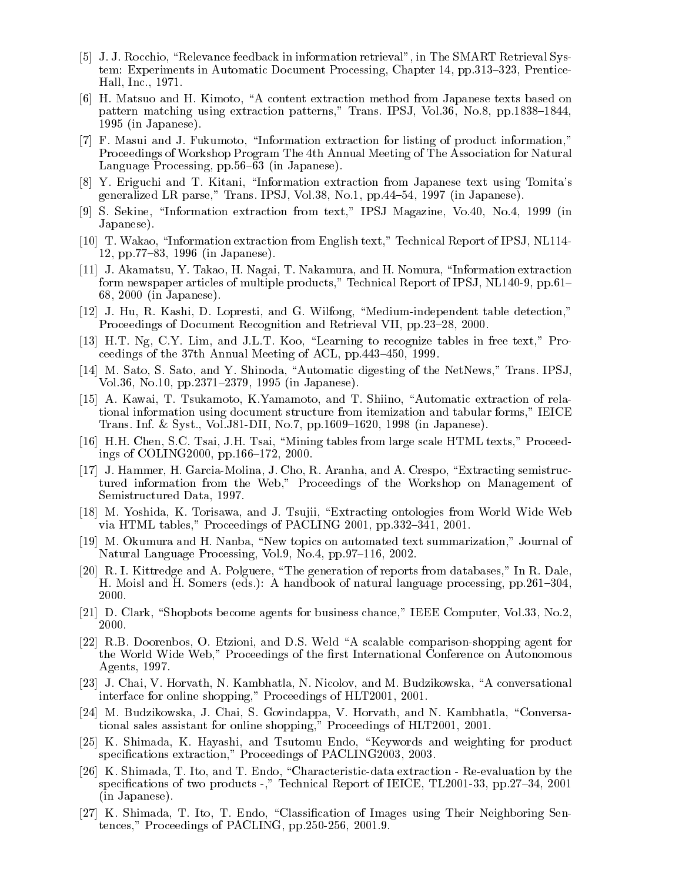[5] J. J. Rocchio, "Relevance feedback in information retrieval", in The SMART Retrieval System: Experiments in Automatic Document Processing, Chapter 14, pp.313–323, Prentice-Hall, Inc., 1971.

[6] H. Matsuo and H. Kimoto, "A content extraction method from Japanese texts based on pattern matching using extraction patterns," Trans. IPSJ, Vol.36, No.8, pp.1838–1844, 1995 (in Japanese).

[7] F. Masui and J. Fukumoto, "Information extraction for listing of product information," Proceedings of Workshop Program The 4th Annual Meeting of The Association for Natural Language Processing, pp.56–63 (in Japanese).

[8] Y. Eriguchi and T. Kitani, "Information extraction from Japanese text using Tomita's generalized LR parse," Trans. IPSJ, Vol.38, No.1, pp.44–54, 1997 (in Japanese).

[9] S. Sekine, "Information extraction from text," IPSJ Magazine, Vo.40, No.4, 1999 (in Japanese).

[10] T. Wakao, "Information extraction from English text," Technical Report of IPSJ, NL114-12, pp.77–83, 1996 (in Japanese).

[11] J. Akamatsu, Y. Takao, H. Nagai, T. Nakamura, and H. Nomura, "Information extraction form newspaper articles of multiple products," Technical Report of IPSJ, NL140-9, pp.61–68, 2000 (in Japanese).

[12] J. Hu, R. Kashi, D. Lopresti, and G. Wilfong, "Medium-independent table detection," Proceedings of Document Recognition and Retrieval VII, pp.23–28, 2000.

[13] H.T. Ng, C.Y. Lim, and J.L.T. Koo, "Learning to recognize tables in free text," Proceedings of the 37th Annual Meeting of ACL, pp.443–450, 1999.

[14] M. Sato, S. Sato, and Y. Shinoda, "Automatic digesting of the NetNews," Trans. IPSJ, Vol.36, No.10, pp.2371–2379, 1995 (in Japanese).

[15] A. Kawai, T. Tsukamoto, K.Yamamoto, and T. Shiino, "Automatic extraction of relational information using document structure from itemization and tabular forms," IEICE Trans. Inf. & Syst., Vol.J81-DII, No.7, pp.1609–1620, 1998 (in Japanese).

[16] H.H. Chen, S.C. Tsai, J.H. Tsai, "Mining tables from large scale HTML texts," Proceedings of COLING2000, pp.166–172, 2000.

[17] J. Hammer, H. Garcia-Molina, J. Cho, R. Aranha, and A. Crespo, "Extracting semistructured information from the Web," Proceedings of the Workshop on Management of Semistructured Data, 1997.

[18] M. Yoshida, K. Torisawa, and J. Tsujii, "Extracting ontologies from World Wide Web via HTML tables," Proceedings of PACLING 2001, pp.332–341, 2001.

[19] M. Okumura and H. Nanba, "New topics on automated text summarization," Journal of Natural Language Processing, Vol.9, No.4, pp.97–116, 2002.

[20] R. I. Kittredge and A. Polguere, "The generation of reports from databases," In R. Dale, H. Moisl and H. Somers (eds.): A handbook of natural language processing, pp.261–304, 2000.

[21] D. Clark, "Shopbots become agents for business chance," IEEE Computer, Vol.33, No.2, 2000.

[22] R.B. Doorenbos, O. Etzioni, and D.S. Weld "A scalable comparison-shopping agent for the World Wide Web," Proceedings of the first International Conference on Autonomous Agents, 1997.

[23] J. Chai, V. Horvath, N. Kambhatla, N. Nicolov, and M. Budzikowska, "A conversational interface for online shopping," Proceedings of HLT2001, 2001.

[24] M. Budzikowska, J. Chai, S. Govindappa, V. Horvath, and N. Kambhatla, "Conversational sales assistant for online shopping," Proceedings of HLT2001, 2001.

[25] K. Shimada, K. Hayashi, and Tsutomu Endo, "Keywords and weighting for product specifications extraction," Proceedings of PACLING2003, 2003.

[26] K. Shimada, T. Ito, and T. Endo, "Characteristic-data extraction - Re-evaluation by the specifications of two products -," Technical Report of IEICE, TL2001-33, pp.27–34, 2001 (in Japanese).

[27] K. Shimada, T. Ito, T. Endo, "Classification of Images using Their Neighboring Sentences," Proceedings of PACLING, pp.250-256, 2001.9.